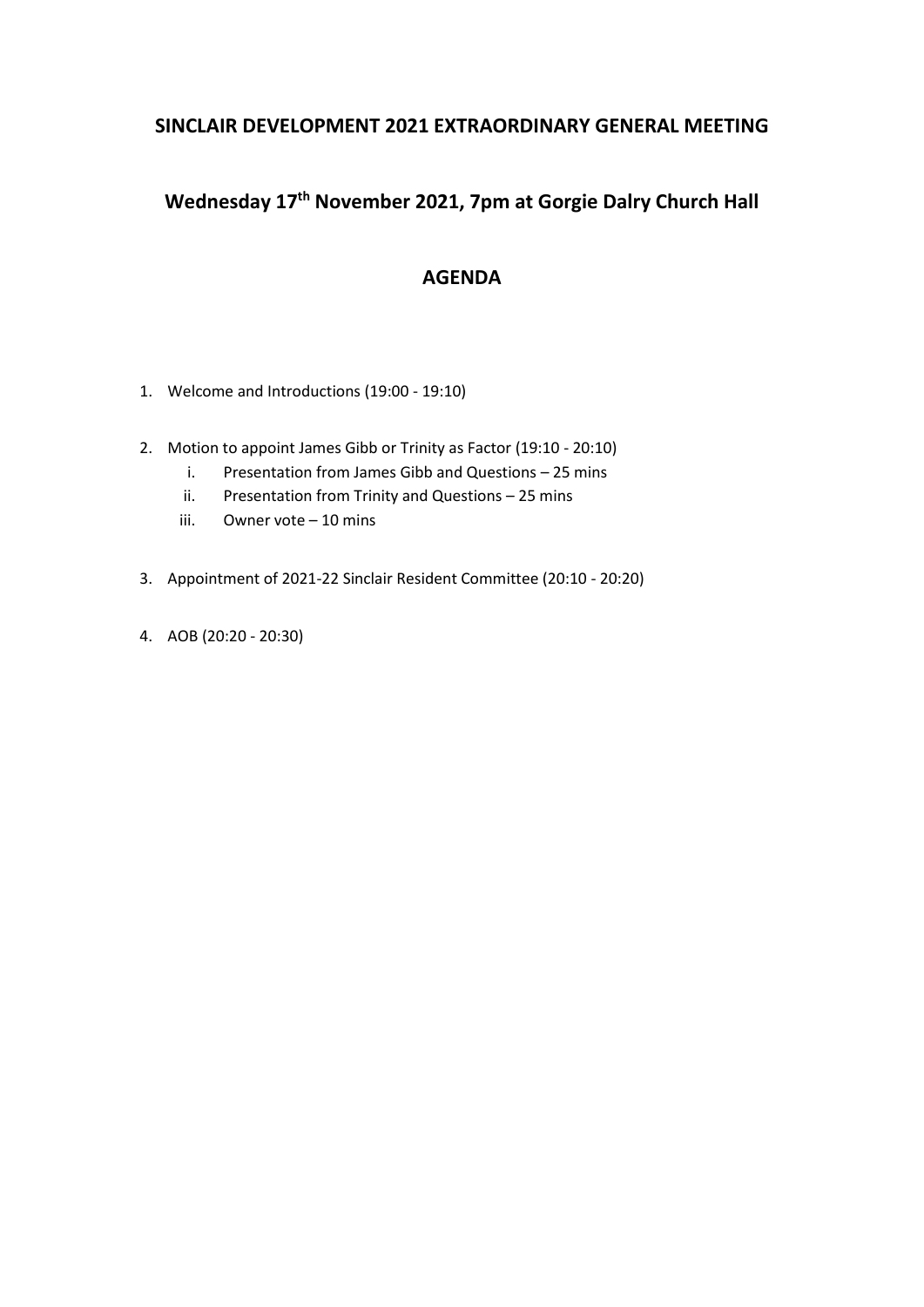# SINCLAIR DEVELOPMENT 2021 EXTRAORDINARY GENERAL MEETING

## Wednesday 17th November 2021, 7pm at Gorgie Dalry Church Hall

## AGENDA

1. Welcome and Introductions (19:00 - 19:10)

2. Motion to appoint James Gibb or Trinity as Factor (19:10 - 20:10)
    i. Presentation from James Gibb and Questions – 25 mins
    ii. Presentation from Trinity and Questions – 25 mins
    iii. Owner vote – 10 mins

3. Appointment of 2021-22 Sinclair Resident Committee (20:10 - 20:20)

4. AOB (20:20 - 20:30)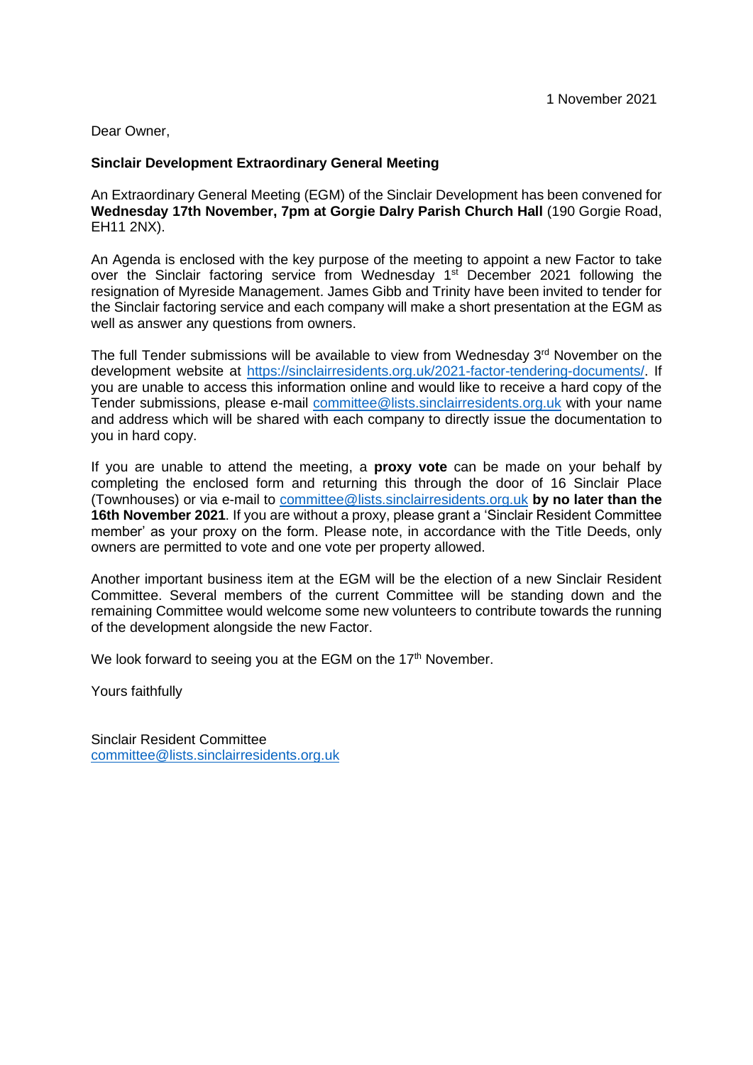1 November 2021

Dear Owner,

**Sinclair Development Extraordinary General Meeting**

An Extraordinary General Meeting (EGM) of the Sinclair Development has been convened for **Wednesday 17th November, 7pm at Gorgie Dalry Parish Church Hall** (190 Gorgie Road, EH11 2NX).

An Agenda is enclosed with the key purpose of the meeting to appoint a new Factor to take over the Sinclair factoring service from Wednesday 1st December 2021 following the resignation of Myreside Management. James Gibb and Trinity have been invited to tender for the Sinclair factoring service and each company will make a short presentation at the EGM as well as answer any questions from owners.

The full Tender submissions will be available to view from Wednesday 3rd November on the development website at https://sinclairresidents.org.uk/2021-factor-tendering-documents/. If you are unable to access this information online and would like to receive a hard copy of the Tender submissions, please e-mail committee@lists.sinclairresidents.org.uk with your name and address which will be shared with each company to directly issue the documentation to you in hard copy.

If you are unable to attend the meeting, a **proxy vote** can be made on your behalf by completing the enclosed form and returning this through the door of 16 Sinclair Place (Townhouses) or via e-mail to committee@lists.sinclairresidents.org.uk **by no later than the 16th November 2021**. If you are without a proxy, please grant a 'Sinclair Resident Committee member' as your proxy on the form. Please note, in accordance with the Title Deeds, only owners are permitted to vote and one vote per property allowed.

Another important business item at the EGM will be the election of a new Sinclair Resident Committee. Several members of the current Committee will be standing down and the remaining Committee would welcome some new volunteers to contribute towards the running of the development alongside the new Factor.

We look forward to seeing you at the EGM on the 17th November.

Yours faithfully

Sinclair Resident Committee
committee@lists.sinclairresidents.org.uk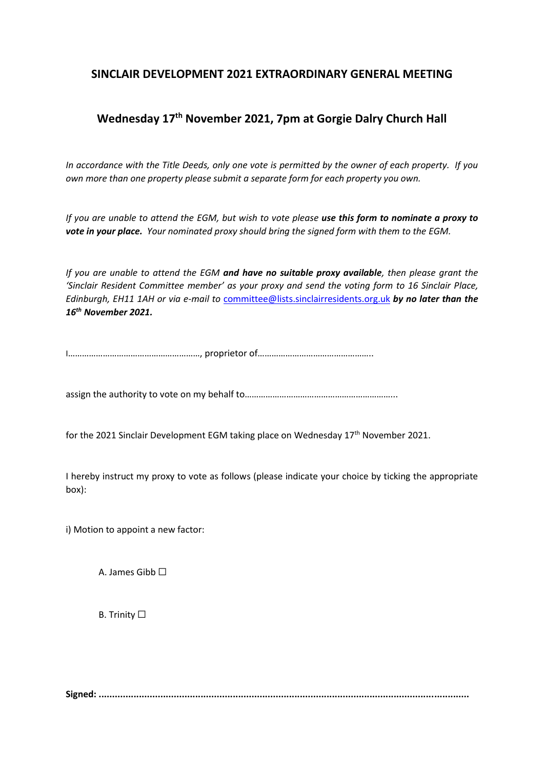## SINCLAIR DEVELOPMENT 2021 EXTRAORDINARY GENERAL MEETING

## Wednesday 17th November 2021, 7pm at Gorgie Dalry Church Hall

*In accordance with the Title Deeds, only one vote is permitted by the owner of each property. If you own more than one property please submit a separate form for each property you own.*

*If you are unable to attend the EGM, but wish to vote please* ***use this form to nominate a proxy to vote in your place.*** *Your nominated proxy should bring the signed form with them to the EGM.*

*If you are unable to attend the EGM* ***and have no suitable proxy available****, then please grant the 'Sinclair Resident Committee member' as your proxy and send the voting form to 16 Sinclair Place, Edinburgh, EH11 1AH or via e-mail to* committee@lists.sinclairresidents.org.uk ***by no later than the 16th November 2021.***

I…………………………………………………, proprietor of…………………………………………..

assign the authority to vote on my behalf to………………………………………………………..

for the 2021 Sinclair Development EGM taking place on Wednesday 17th November 2021.

I hereby instruct my proxy to vote as follows (please indicate your choice by ticking the appropriate box):

i) Motion to appoint a new factor:

A. James Gibb ☐

B. Trinity ☐

**Signed: ........................................................................................................................**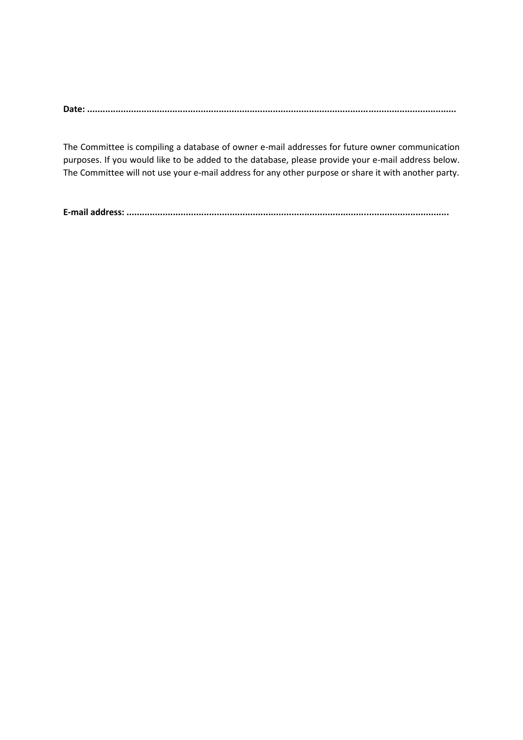**Date: .............................................................................................................................................**

The Committee is compiling a database of owner e-mail addresses for future owner communication purposes. If you would like to be added to the database, please provide your e-mail address below. The Committee will not use your e-mail address for any other purpose or share it with another party.

**E-mail address: .........................................................................................................................**